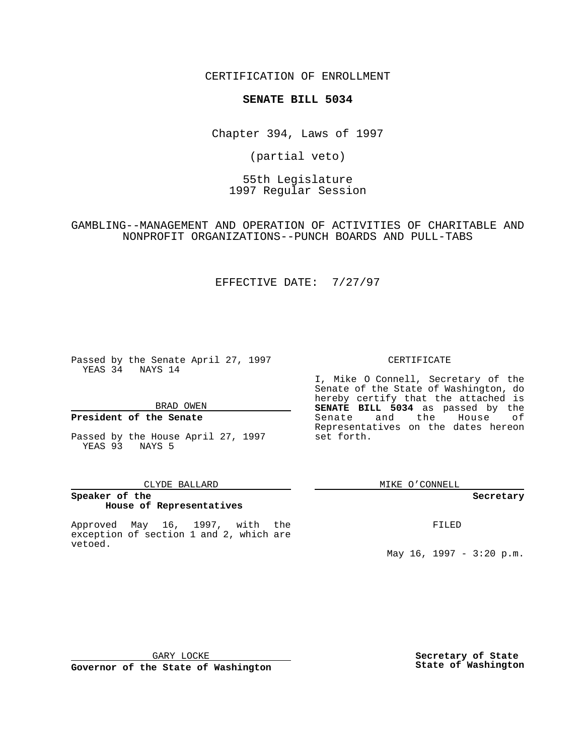CERTIFICATION OF ENROLLMENT

**SENATE BILL 5034**

Chapter 394, Laws of 1997

(partial veto)

55th Legislature
1997 Regular Session

GAMBLING--MANAGEMENT AND OPERATION OF ACTIVITIES OF CHARITABLE AND NONPROFIT ORGANIZATIONS--PUNCH BOARDS AND PULL-TABS

EFFECTIVE DATE: 7/27/97

Passed by the Senate April 27, 1997
YEAS 34 NAYS 14

BRAD OWEN

**President of the Senate**

Passed by the House April 27, 1997
YEAS 93 NAYS 5

CLYDE BALLARD

**Speaker of the House of Representatives**

Approved May 16, 1997, with the exception of section 1 and 2, which are vetoed.

GARY LOCKE

**Governor of the State of Washington**

CERTIFICATE

I, Mike O Connell, Secretary of the Senate of the State of Washington, do hereby certify that the attached is **SENATE BILL 5034** as passed by the Senate and the House of Representatives on the dates hereon set forth.

MIKE O'CONNELL

**Secretary**

FILED

May 16, 1997 - 3:20 p.m.

**Secretary of State**
**State of Washington**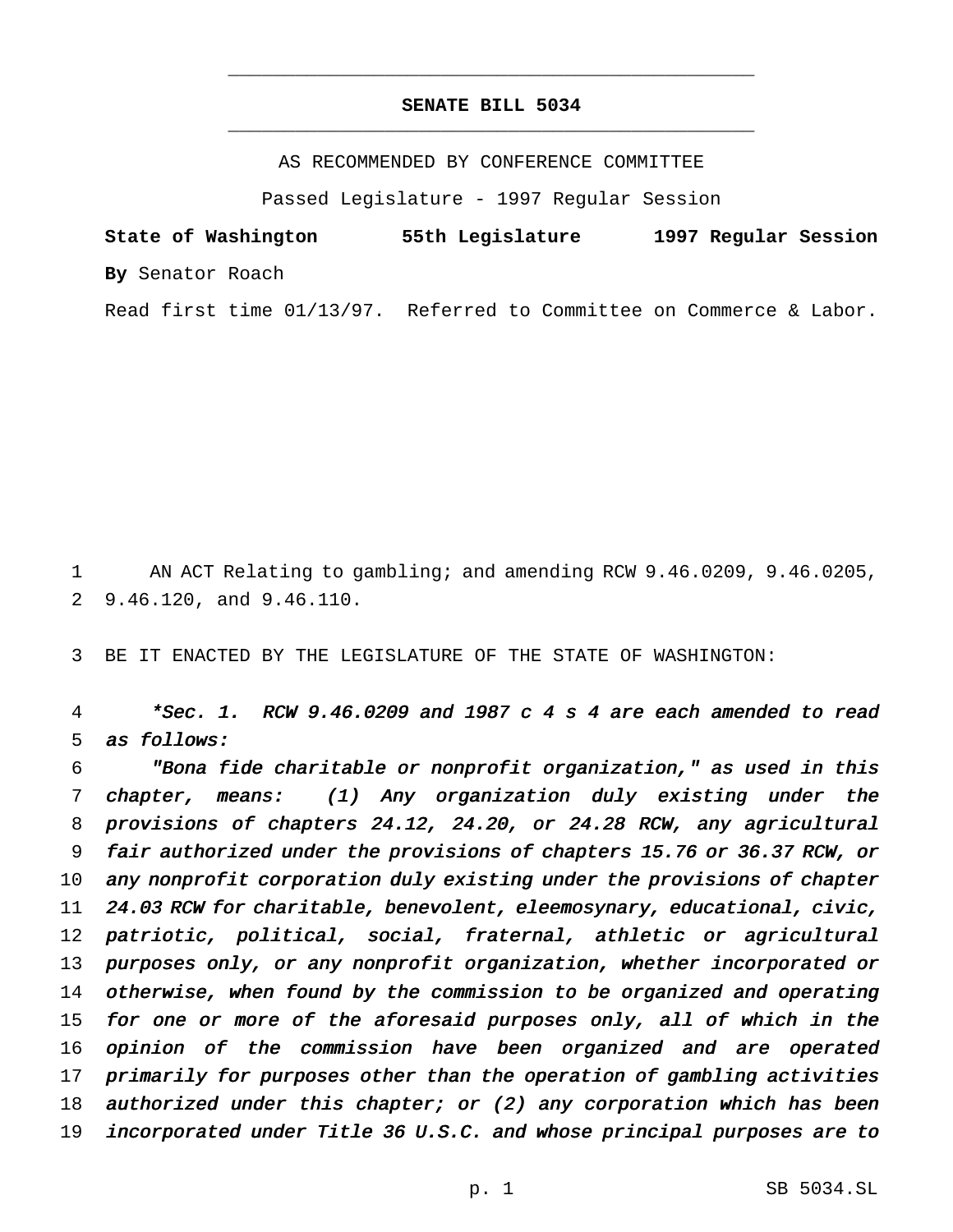# SENATE BILL 5034

AS RECOMMENDED BY CONFERENCE COMMITTEE

Passed Legislature - 1997 Regular Session

**State of Washington 55th Legislature 1997 Regular Session**

**By** Senator Roach

Read first time 01/13/97. Referred to Committee on Commerce & Labor.

AN ACT Relating to gambling; and amending RCW 9.46.0209, 9.46.0205, 9.46.120, and 9.46.110.

BE IT ENACTED BY THE LEGISLATURE OF THE STATE OF WASHINGTON:

*\*Sec. 1. RCW 9.46.0209 and 1987 c 4 s 4 are each amended to read as follows:*

*"Bona fide charitable or nonprofit organization," as used in this chapter, means: (1) Any organization duly existing under the provisions of chapters 24.12, 24.20, or 24.28 RCW, any agricultural fair authorized under the provisions of chapters 15.76 or 36.37 RCW, or any nonprofit corporation duly existing under the provisions of chapter 24.03 RCW for charitable, benevolent, eleemosynary, educational, civic, patriotic, political, social, fraternal, athletic or agricultural purposes only, or any nonprofit organization, whether incorporated or otherwise, when found by the commission to be organized and operating for one or more of the aforesaid purposes only, all of which in the opinion of the commission have been organized and are operated primarily for purposes other than the operation of gambling activities authorized under this chapter; or (2) any corporation which has been incorporated under Title 36 U.S.C. and whose principal purposes are to*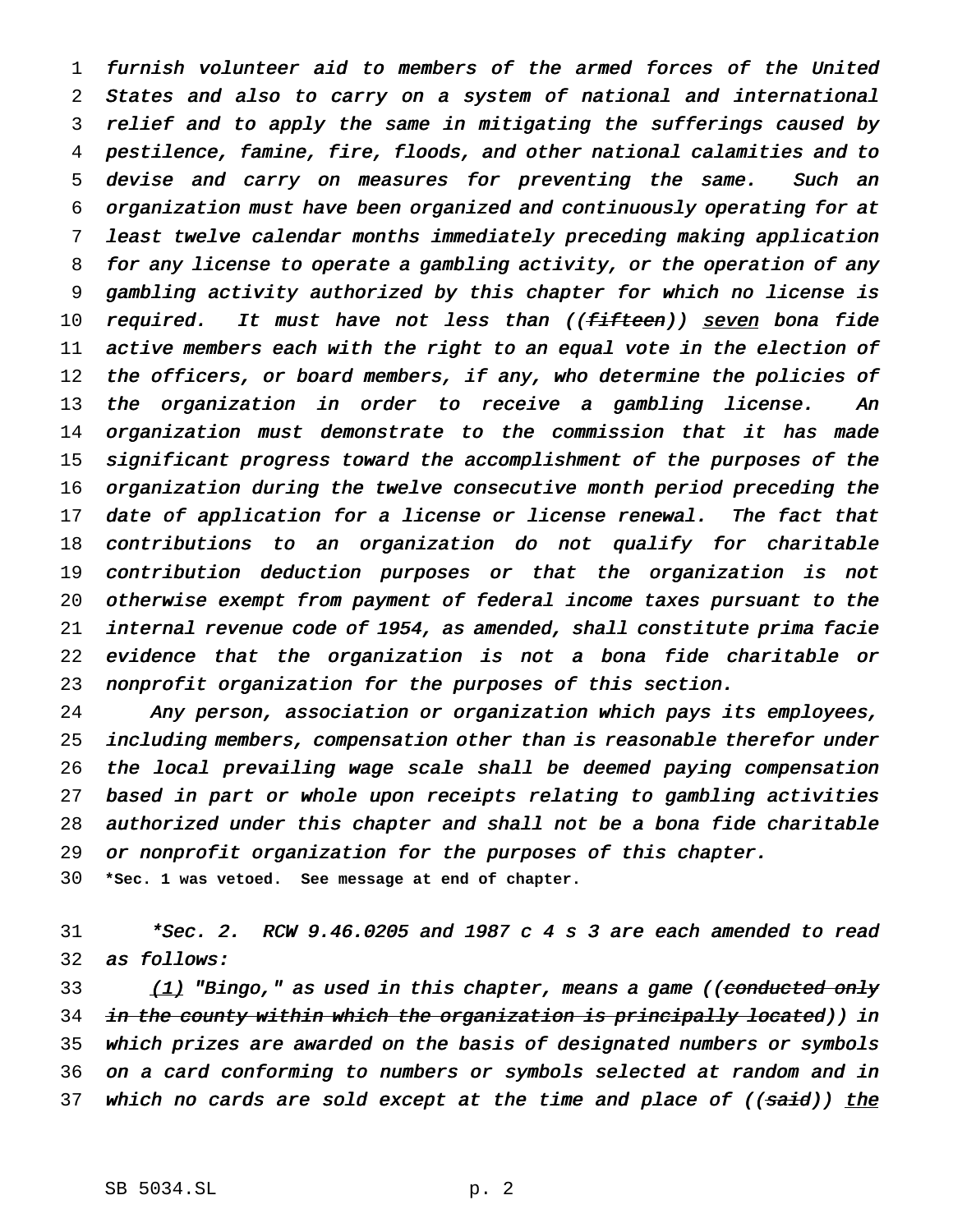*furnish volunteer aid to members of the armed forces of the United States and also to carry on a system of national and international relief and to apply the same in mitigating the sufferings caused by pestilence, famine, fire, floods, and other national calamities and to devise and carry on measures for preventing the same. Such an organization must have been organized and continuously operating for at least twelve calendar months immediately preceding making application for any license to operate a gambling activity, or the operation of any gambling activity authorized by this chapter for which no license is required. It must have not less than ((~~fifteen~~)) <u>seven</u> bona fide active members each with the right to an equal vote in the election of the officers, or board members, if any, who determine the policies of the organization in order to receive a gambling license. An organization must demonstrate to the commission that it has made significant progress toward the accomplishment of the purposes of the organization during the twelve consecutive month period preceding the date of application for a license or license renewal. The fact that contributions to an organization do not qualify for charitable contribution deduction purposes or that the organization is not otherwise exempt from payment of federal income taxes pursuant to the internal revenue code of 1954, as amended, shall constitute prima facie evidence that the organization is not a bona fide charitable or nonprofit organization for the purposes of this section.*

*Any person, association or organization which pays its employees, including members, compensation other than is reasonable therefor under the local prevailing wage scale shall be deemed paying compensation based in part or whole upon receipts relating to gambling activities authorized under this chapter and shall not be a bona fide charitable or nonprofit organization for the purposes of this chapter.*

**\*Sec. 1 was vetoed. See message at end of chapter.**

*\*Sec. 2. RCW 9.46.0205 and 1987 c 4 s 3 are each amended to read as follows:*

*<u>(1)</u> "Bingo," as used in this chapter, means a game ((~~conducted only in the county within which the organization is principally located~~)) in which prizes are awarded on the basis of designated numbers or symbols on a card conforming to numbers or symbols selected at random and in which no cards are sold except at the time and place of ((~~said~~)) <u>the</u>*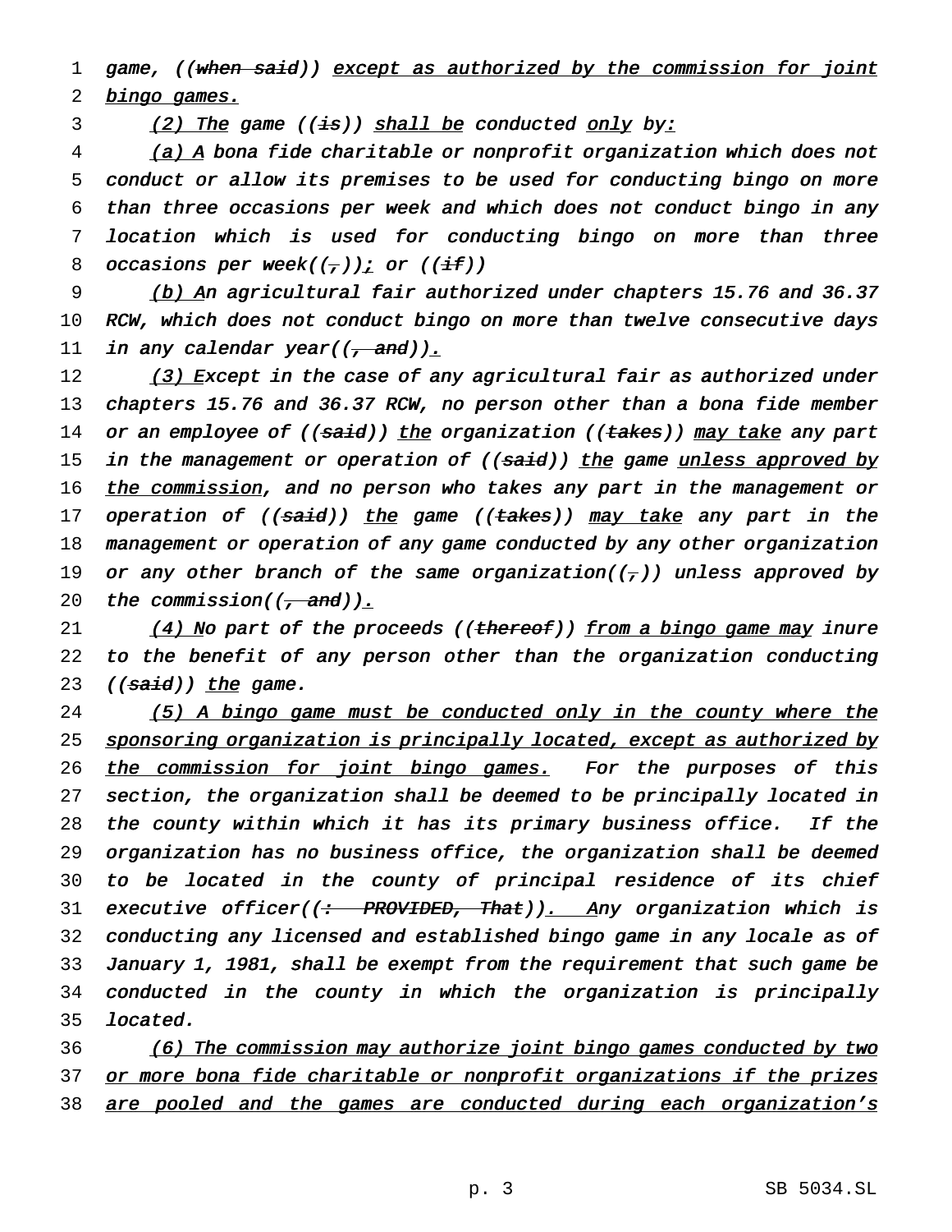game, ((~~when said~~)) <u>except as authorized by the commission for joint bingo games.</u>

<u>(2) The</u> game ((~~is~~)) <u>shall be</u> conducted <u>only</u> by<u>:</u>

<u>(a) A</u> bona fide charitable or nonprofit organization which does not conduct or allow its premises to be used for conducting bingo on more than three occasions per week and which does not conduct bingo in any location which is used for conducting bingo on more than three occasions per week((~~,~~))<u>;</u> or ((~~if~~))

<u>(b) A</u>n agricultural fair authorized under chapters 15.76 and 36.37 RCW, which does not conduct bingo on more than twelve consecutive days in any calendar year((~~, and~~))<u>.</u>

<u>(3) E</u>xcept in the case of any agricultural fair as authorized under chapters 15.76 and 36.37 RCW, no person other than a bona fide member or an employee of ((~~said~~)) <u>the</u> organization ((~~takes~~)) <u>may take</u> any part in the management or operation of ((~~said~~)) <u>the</u> game <u>unless approved by the commission</u>, and no person who takes any part in the management or operation of ((~~said~~)) <u>the</u> game ((~~takes~~)) <u>may take</u> any part in the management or operation of any game conducted by any other organization or any other branch of the same organization((~~,~~)) unless approved by the commission((~~, and~~))<u>.</u>

<u>(4) N</u>o part of the proceeds ((~~thereof~~)) <u>from a bingo game may</u> inure to the benefit of any person other than the organization conducting ((~~said~~)) <u>the</u> game.

<u>(5) A bingo game must be conducted only in the county where the sponsoring organization is principally located, except as authorized by the commission for joint bingo games.</u> For the purposes of this section, the organization shall be deemed to be principally located in the county within which it has its primary business office. If the organization has no business office, the organization shall be deemed to be located in the county of principal residence of its chief executive officer((~~: PROVIDED, That~~))<u>. A</u>ny organization which is conducting any licensed and established bingo game in any locale as of January 1, 1981, shall be exempt from the requirement that such game be conducted in the county in which the organization is principally located.

<u>(6) The commission may authorize joint bingo games conducted by two or more bona fide charitable or nonprofit organizations if the prizes are pooled and the games are conducted during each organization's</u>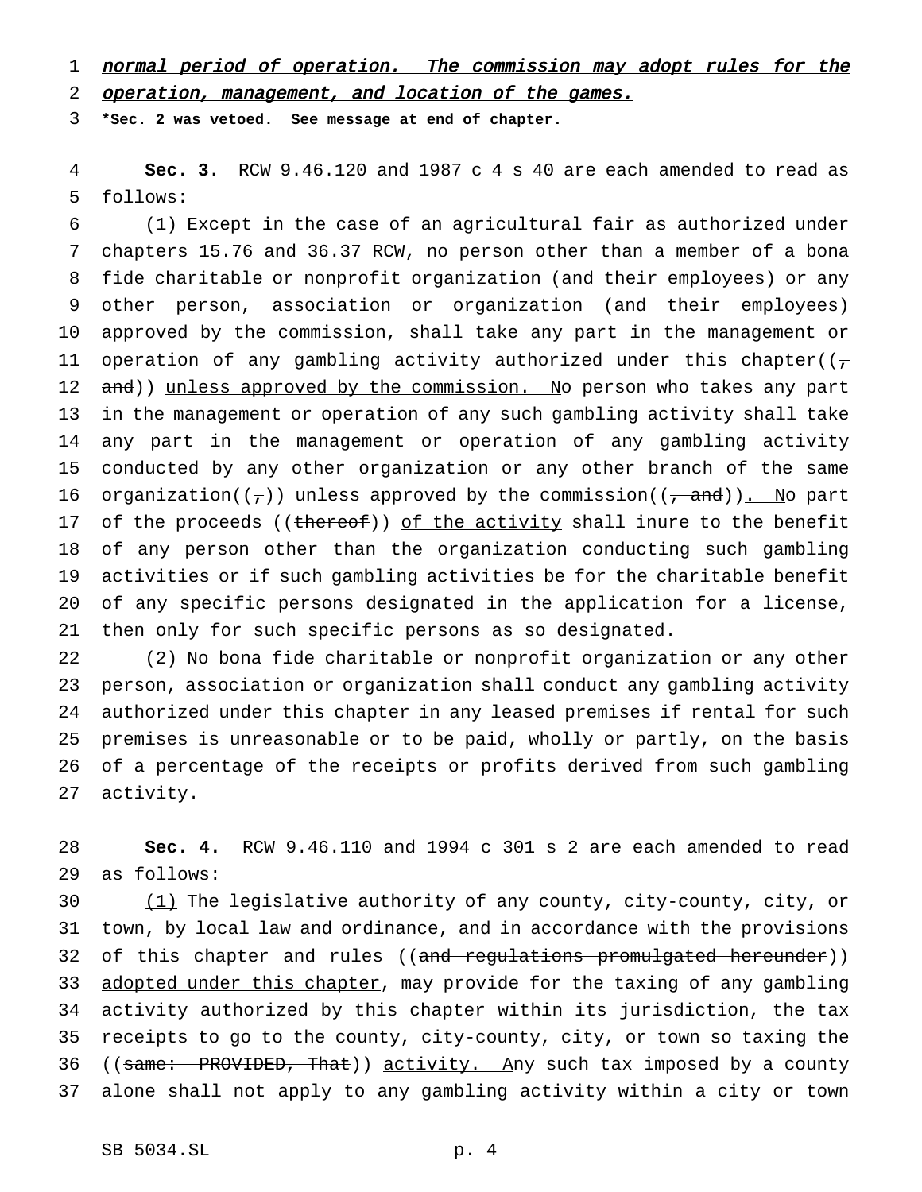*normal period of operation. The commission may adopt rules for the operation, management, and location of the games.*

**\*Sec. 2 was vetoed. See message at end of chapter.**

**Sec. 3.** RCW 9.46.120 and 1987 c 4 s 40 are each amended to read as follows:

(1) Except in the case of an agricultural fair as authorized under chapters 15.76 and 36.37 RCW, no person other than a member of a bona fide charitable or nonprofit organization (and their employees) or any other person, association or organization (and their employees) approved by the commission, shall take any part in the management or operation of any gambling activity authorized under this chapter((~~, and~~)) unless approved by the commission. No person who takes any part in the management or operation of any such gambling activity shall take any part in the management or operation of any gambling activity conducted by any other organization or any other branch of the same organization((~~,~~)) unless approved by the commission((~~, and~~)). No part of the proceeds ((~~thereof~~)) of the activity shall inure to the benefit of any person other than the organization conducting such gambling activities or if such gambling activities be for the charitable benefit of any specific persons designated in the application for a license, then only for such specific persons as so designated.

(2) No bona fide charitable or nonprofit organization or any other person, association or organization shall conduct any gambling activity authorized under this chapter in any leased premises if rental for such premises is unreasonable or to be paid, wholly or partly, on the basis of a percentage of the receipts or profits derived from such gambling activity.

**Sec. 4.** RCW 9.46.110 and 1994 c 301 s 2 are each amended to read as follows:

(1) The legislative authority of any county, city-county, city, or town, by local law and ordinance, and in accordance with the provisions of this chapter and rules ((~~and regulations promulgated hereunder~~)) adopted under this chapter, may provide for the taxing of any gambling activity authorized by this chapter within its jurisdiction, the tax receipts to go to the county, city-county, city, or town so taxing the ((~~same: PROVIDED, That~~)) activity. Any such tax imposed by a county alone shall not apply to any gambling activity within a city or town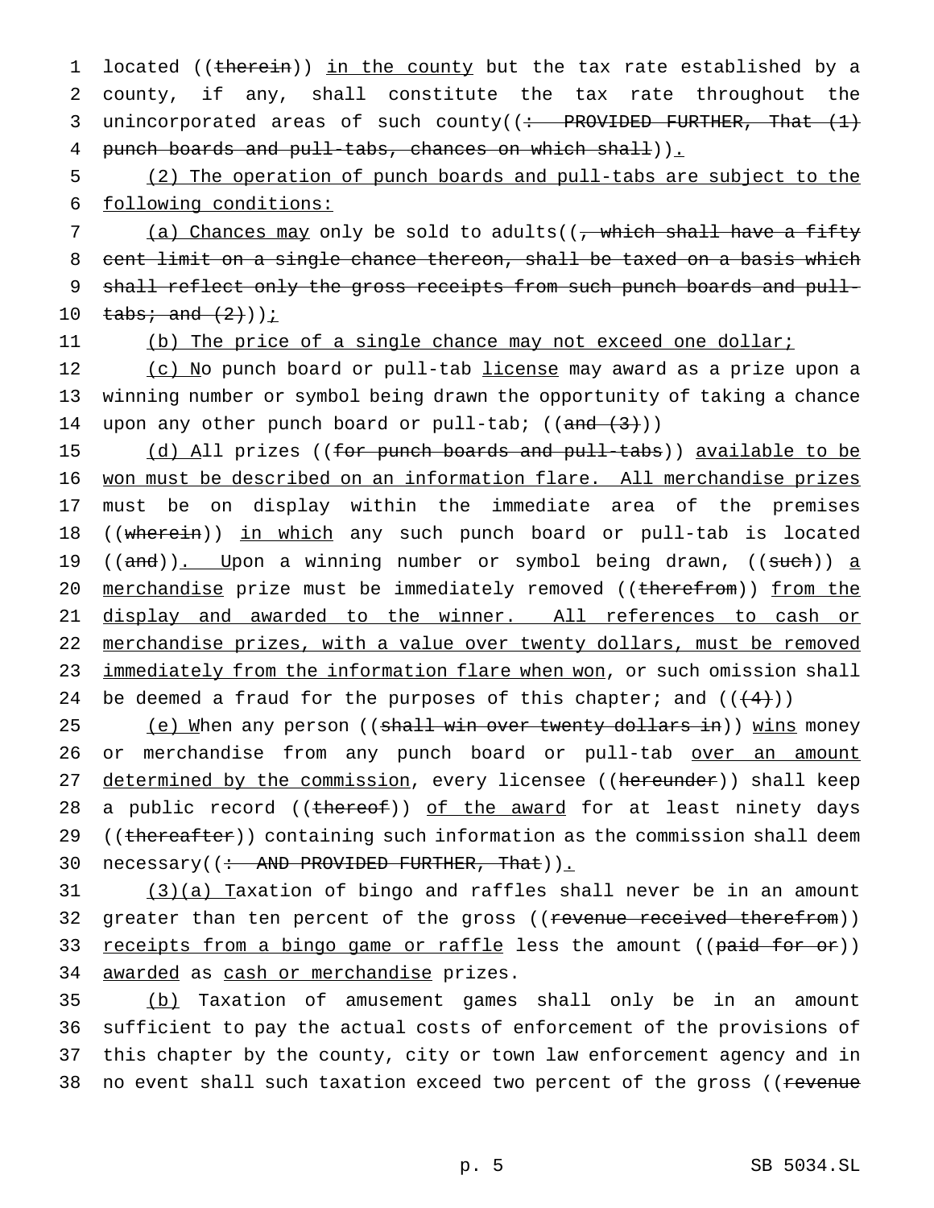located ((therein)) in the county but the tax rate established by a county, if any, shall constitute the tax rate throughout the unincorporated areas of such county((: PROVIDED FURTHER, That (1) punch boards and pull-tabs, chances on which shall)).

(2) The operation of punch boards and pull-tabs are subject to the following conditions:

(a) Chances may only be sold to adults((, which shall have a fifty cent limit on a single chance thereon, shall be taxed on a basis which shall reflect only the gross receipts from such punch boards and pull-tabs; and (2)));

(b) The price of a single chance may not exceed one dollar;

(c) No punch board or pull-tab license may award as a prize upon a winning number or symbol being drawn the opportunity of taking a chance upon any other punch board or pull-tab; ((and (3)))

(d) All prizes ((for punch boards and pull-tabs)) available to be won must be described on an information flare. All merchandise prizes must be on display within the immediate area of the premises ((wherein)) in which any such punch board or pull-tab is located ((and)). Upon a winning number or symbol being drawn, ((such)) a merchandise prize must be immediately removed ((therefrom)) from the display and awarded to the winner. All references to cash or merchandise prizes, with a value over twenty dollars, must be removed immediately from the information flare when won, or such omission shall be deemed a fraud for the purposes of this chapter; and (((4)))

(e) When any person ((shall win over twenty dollars in)) wins money or merchandise from any punch board or pull-tab over an amount determined by the commission, every licensee ((hereunder)) shall keep a public record ((thereof)) of the award for at least ninety days ((thereafter)) containing such information as the commission shall deem necessary((: AND PROVIDED FURTHER, That)).

(3)(a) Taxation of bingo and raffles shall never be in an amount greater than ten percent of the gross ((revenue received therefrom)) receipts from a bingo game or raffle less the amount ((paid for or)) awarded as cash or merchandise prizes.

(b) Taxation of amusement games shall only be in an amount sufficient to pay the actual costs of enforcement of the provisions of this chapter by the county, city or town law enforcement agency and in no event shall such taxation exceed two percent of the gross ((revenue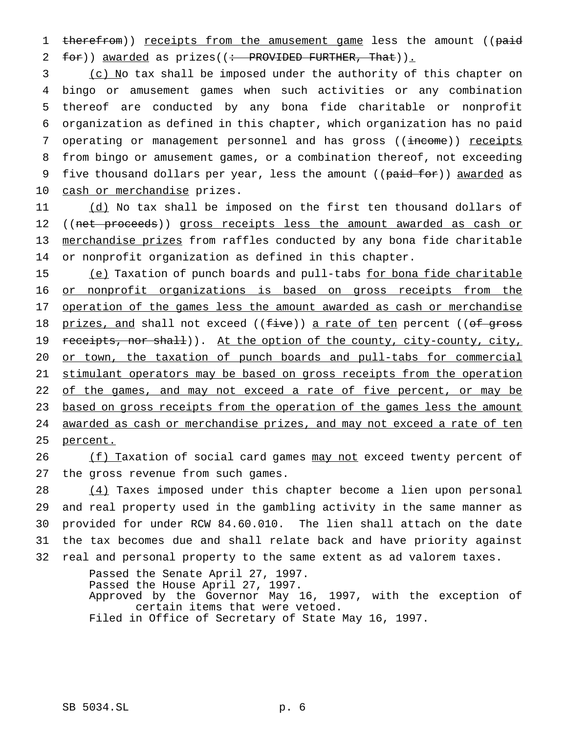therefrom)) receipts from the amusement game less the amount ((paid for)) awarded as prizes((: PROVIDED FURTHER, That)).

(c) No tax shall be imposed under the authority of this chapter on bingo or amusement games when such activities or any combination thereof are conducted by any bona fide charitable or nonprofit organization as defined in this chapter, which organization has no paid operating or management personnel and has gross ((income)) receipts from bingo or amusement games, or a combination thereof, not exceeding five thousand dollars per year, less the amount ((paid for)) awarded as cash or merchandise prizes.

(d) No tax shall be imposed on the first ten thousand dollars of ((net proceeds)) gross receipts less the amount awarded as cash or merchandise prizes from raffles conducted by any bona fide charitable or nonprofit organization as defined in this chapter.

(e) Taxation of punch boards and pull-tabs for bona fide charitable or nonprofit organizations is based on gross receipts from the operation of the games less the amount awarded as cash or merchandise prizes, and shall not exceed ((five)) a rate of ten percent ((of gross receipts, nor shall)). At the option of the county, city-county, city, or town, the taxation of punch boards and pull-tabs for commercial stimulant operators may be based on gross receipts from the operation of the games, and may not exceed a rate of five percent, or may be based on gross receipts from the operation of the games less the amount awarded as cash or merchandise prizes, and may not exceed a rate of ten percent.

(f) Taxation of social card games may not exceed twenty percent of the gross revenue from such games.

(4) Taxes imposed under this chapter become a lien upon personal and real property used in the gambling activity in the same manner as provided for under RCW 84.60.010. The lien shall attach on the date the tax becomes due and shall relate back and have priority against real and personal property to the same extent as ad valorem taxes.

Passed the Senate April 27, 1997.
Passed the House April 27, 1997.
Approved by the Governor May 16, 1997, with the exception of certain items that were vetoed.
Filed in Office of Secretary of State May 16, 1997.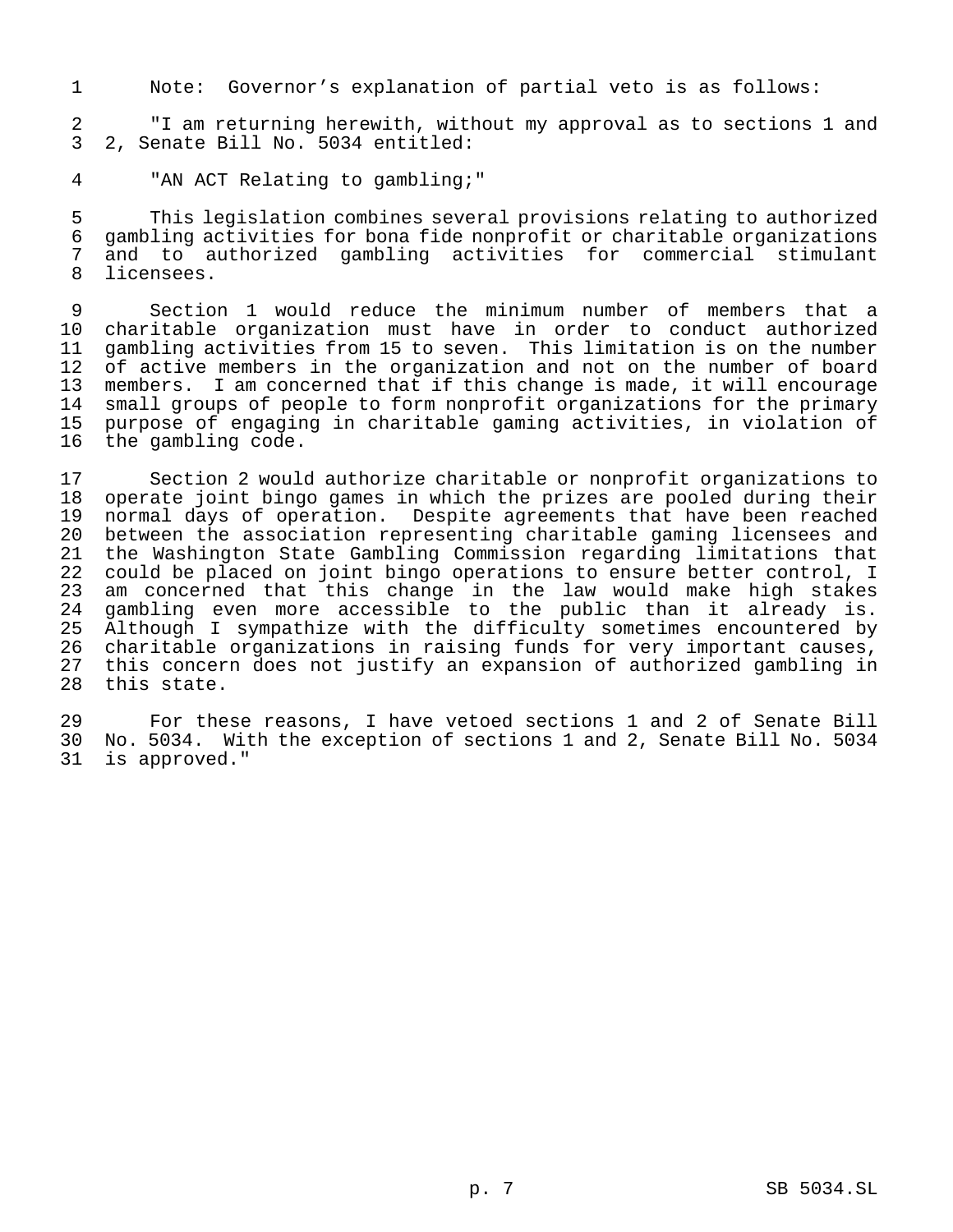Note: Governor's explanation of partial veto is as follows:

"I am returning herewith, without my approval as to sections 1 and 2, Senate Bill No. 5034 entitled:

"AN ACT Relating to gambling;"

This legislation combines several provisions relating to authorized gambling activities for bona fide nonprofit or charitable organizations and to authorized gambling activities for commercial stimulant licensees.

Section 1 would reduce the minimum number of members that a charitable organization must have in order to conduct authorized gambling activities from 15 to seven. This limitation is on the number of active members in the organization and not on the number of board members. I am concerned that if this change is made, it will encourage small groups of people to form nonprofit organizations for the primary purpose of engaging in charitable gaming activities, in violation of the gambling code.

Section 2 would authorize charitable or nonprofit organizations to operate joint bingo games in which the prizes are pooled during their normal days of operation. Despite agreements that have been reached between the association representing charitable gaming licensees and the Washington State Gambling Commission regarding limitations that could be placed on joint bingo operations to ensure better control, I am concerned that this change in the law would make high stakes gambling even more accessible to the public than it already is. Although I sympathize with the difficulty sometimes encountered by charitable organizations in raising funds for very important causes, this concern does not justify an expansion of authorized gambling in this state.

For these reasons, I have vetoed sections 1 and 2 of Senate Bill No. 5034. With the exception of sections 1 and 2, Senate Bill No. 5034 is approved."